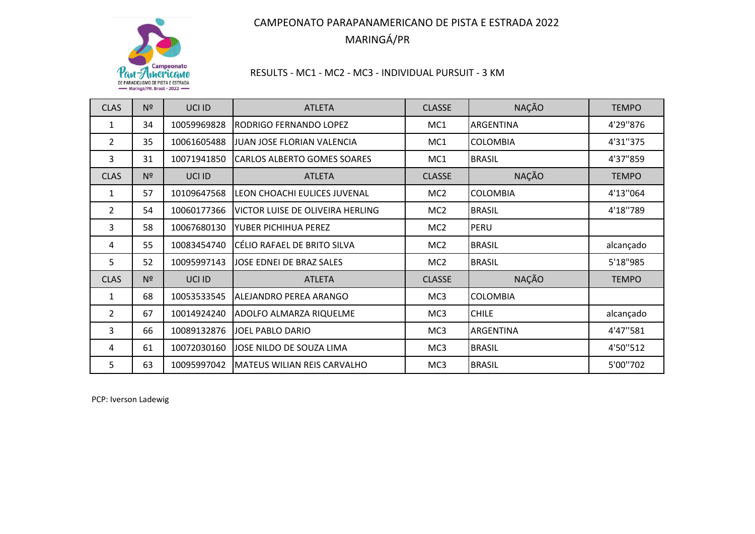# CAMPEONATO PARAPANAMERICANO DE PISTA E ESTRADA 2022

## MARINGÁ/PR

### RESULTS - MC1 - MC2 - MC3 - INDIVIDUAL PURSUIT - 3 KM

| CLAS | Nº | UCI ID | ATLETA | CLASSE | NAÇÃO | TEMPO |
|---|---|---|---|---|---|---|
| 1 | 34 | 10059969828 | RODRIGO FERNANDO LOPEZ | MC1 | ARGENTINA | 4'29''876 |
| 2 | 35 | 10061605488 | JUAN JOSE FLORIAN VALENCIA | MC1 | COLOMBIA | 4'31''375 |
| 3 | 31 | 10071941850 | CARLOS ALBERTO GOMES SOARES | MC1 | BRASIL | 4'37''859 |
| CLAS | Nº | UCI ID | ATLETA | CLASSE | NAÇÃO | TEMPO |
| 1 | 57 | 10109647568 | LEON CHOACHI EULICES JUVENAL | MC2 | COLOMBIA | 4'13''064 |
| 2 | 54 | 10060177366 | VICTOR LUISE DE OLIVEIRA HERLING | MC2 | BRASIL | 4'18''789 |
| 3 | 58 | 10067680130 | YUBER PICHIHUA PEREZ | MC2 | PERU | |
| 4 | 55 | 10083454740 | CÉLIO RAFAEL DE BRITO SILVA | MC2 | BRASIL | alcançado |
| 5 | 52 | 10095997143 | JOSE EDNEI DE BRAZ SALES | MC2 | BRASIL | 5'18''985 |
| CLAS | Nº | UCI ID | ATLETA | CLASSE | NAÇÃO | TEMPO |
| 1 | 68 | 10053533545 | ALEJANDRO PEREA ARANGO | MC3 | COLOMBIA | |
| 2 | 67 | 10014924240 | ADOLFO ALMARZA RIQUELME | MC3 | CHILE | alcançado |
| 3 | 66 | 10089132876 | JOEL PABLO DARIO | MC3 | ARGENTINA | 4'47''581 |
| 4 | 61 | 10072030160 | JOSE NILDO DE SOUZA LIMA | MC3 | BRASIL | 4'50''512 |
| 5 | 63 | 10095997042 | MATEUS WILIAN REIS CARVALHO | MC3 | BRASIL | 5'00''702 |

PCP: Iverson Ladewig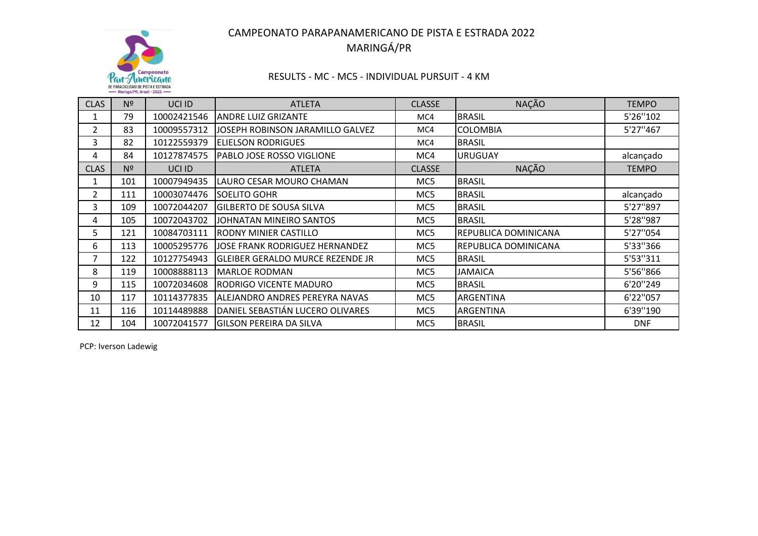# CAMPEONATO PARAPANAMERICANO DE PISTA E ESTRADA 2022

## MARINGÁ/PR

### RESULTS - MC - MC5 - INDIVIDUAL PURSUIT - 4 KM

| CLAS | Nº | UCI ID | ATLETA | CLASSE | NAÇÃO | TEMPO |
|---|---|---|---|---|---|---|
| 1 | 79 | 10002421546 | ANDRE LUIZ GRIZANTE | MC4 | BRASIL | 5'26''102 |
| 2 | 83 | 10009557312 | JOSEPH ROBINSON JARAMILLO GALVEZ | MC4 | COLOMBIA | 5'27''467 |
| 3 | 82 | 10122559379 | ELIELSON RODRIGUES | MC4 | BRASIL | |
| 4 | 84 | 10127874575 | PABLO JOSE ROSSO VIGLIONE | MC4 | URUGUAY | alcançado |
| CLAS | Nº | UCI ID | ATLETA | CLASSE | NAÇÃO | TEMPO |
| 1 | 101 | 10007949435 | LAURO CESAR MOURO CHAMAN | MC5 | BRASIL | |
| 2 | 111 | 10003074476 | SOELITO GOHR | MC5 | BRASIL | alcançado |
| 3 | 109 | 10072044207 | GILBERTO DE SOUSA SILVA | MC5 | BRASIL | 5'27''897 |
| 4 | 105 | 10072043702 | JOHNATAN MINEIRO SANTOS | MC5 | BRASIL | 5'28''987 |
| 5 | 121 | 10084703111 | RODNY MINIER CASTILLO | MC5 | REPUBLICA DOMINICANA | 5'27''054 |
| 6 | 113 | 10005295776 | JOSE FRANK RODRIGUEZ HERNANDEZ | MC5 | REPUBLICA DOMINICANA | 5'33''366 |
| 7 | 122 | 10127754943 | GLEIBER GERALDO MURCE REZENDE JR | MC5 | BRASIL | 5'53''311 |
| 8 | 119 | 10008888113 | MARLOE RODMAN | MC5 | JAMAICA | 5'56''866 |
| 9 | 115 | 10072034608 | RODRIGO VICENTE MADURO | MC5 | BRASIL | 6'20''249 |
| 10 | 117 | 10114377835 | ALEJANDRO ANDRES PEREYRA NAVAS | MC5 | ARGENTINA | 6'22''057 |
| 11 | 116 | 10114489888 | DANIEL SEBASTIÁN LUCERO OLIVARES | MC5 | ARGENTINA | 6'39''190 |
| 12 | 104 | 10072041577 | GILSON PEREIRA DA SILVA | MC5 | BRASIL | DNF |

PCP: Iverson Ladewig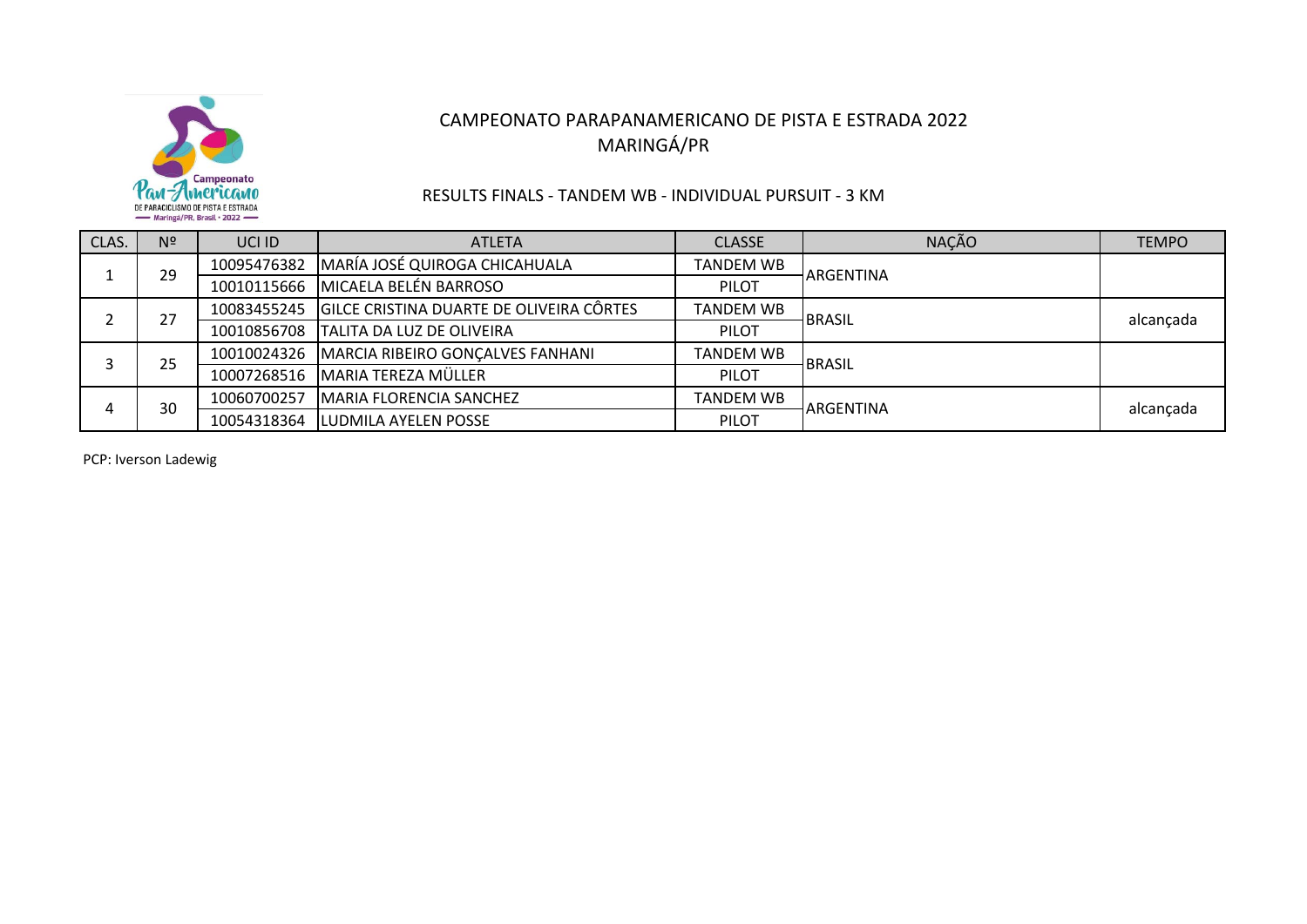# CAMPEONATO PARAPANAMERICANO DE PISTA E ESTRADA 2022
## MARINGÁ/PR

### RESULTS FINALS - TANDEM WB - INDIVIDUAL PURSUIT - 3 KM

| CLAS. | Nº | UCI ID | ATLETA | CLASSE | NAÇÃO | TEMPO |
|---|---|---|---|---|---|---|
| 1 | 29 | 10095476382 | MARÍA JOSÉ QUIROGA CHICAHUALA | TANDEM WB | ARGENTINA | |
| | | 10010115666 | MICAELA BELÉN BARROSO | PILOT | | |
| 2 | 27 | 10083455245 | GILCE CRISTINA DUARTE DE OLIVEIRA CÔRTES | TANDEM WB | BRASIL | alcançada |
| | | 10010856708 | TALITA DA LUZ DE OLIVEIRA | PILOT | | |
| 3 | 25 | 10010024326 | MARCIA RIBEIRO GONÇALVES FANHANI | TANDEM WB | BRASIL | |
| | | 10007268516 | MARIA TEREZA MÜLLER | PILOT | | |
| 4 | 30 | 10060700257 | MARIA FLORENCIA SANCHEZ | TANDEM WB | ARGENTINA | alcançada |
| | | 10054318364 | LUDMILA AYELEN POSSE | PILOT | | |

PCP: Iverson Ladewig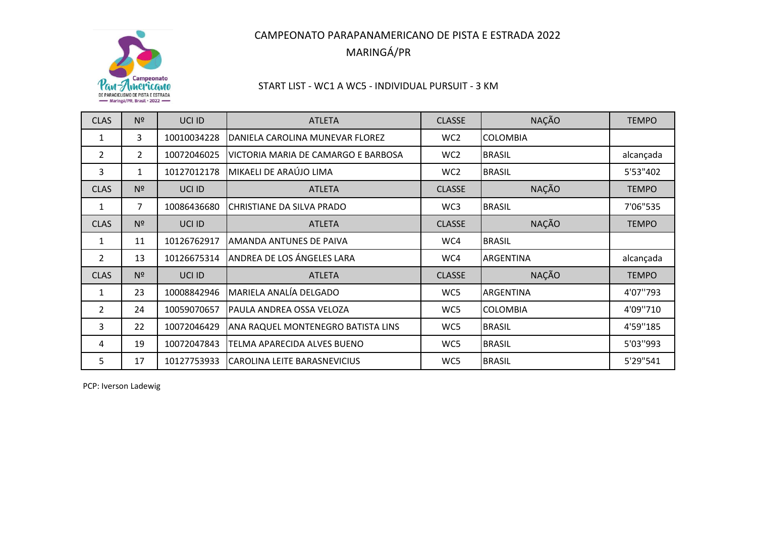# CAMPEONATO PARAPANAMERICANO DE PISTA E ESTRADA 2022

## MARINGÁ/PR

### START LIST - WC1 A WC5 - INDIVIDUAL PURSUIT - 3 KM

| CLAS | Nº | UCI ID | ATLETA | CLASSE | NAÇÃO | TEMPO |
|---|---|---|---|---|---|---|
| 1 | 3 | 10010034228 | DANIELA CAROLINA MUNEVAR FLOREZ | WC2 | COLOMBIA | |
| 2 | 2 | 10072046025 | VICTORIA MARIA DE CAMARGO E BARBOSA | WC2 | BRASIL | alcançada |
| 3 | 1 | 10127012178 | MIKAELI DE ARAÚJO LIMA | WC2 | BRASIL | 5'53"402 |
| CLAS | Nº | UCI ID | ATLETA | CLASSE | NAÇÃO | TEMPO |
| 1 | 7 | 10086436680 | CHRISTIANE DA SILVA PRADO | WC3 | BRASIL | 7'06"535 |
| CLAS | Nº | UCI ID | ATLETA | CLASSE | NAÇÃO | TEMPO |
| 1 | 11 | 10126762917 | AMANDA ANTUNES DE PAIVA | WC4 | BRASIL | |
| 2 | 13 | 10126675314 | ANDREA DE LOS ÁNGELES LARA | WC4 | ARGENTINA | alcançada |
| CLAS | Nº | UCI ID | ATLETA | CLASSE | NAÇÃO | TEMPO |
| 1 | 23 | 10008842946 | MARIELA ANALÍA DELGADO | WC5 | ARGENTINA | 4'07"793 |
| 2 | 24 | 10059070657 | PAULA ANDREA OSSA VELOZA | WC5 | COLOMBIA | 4'09"710 |
| 3 | 22 | 10072046429 | ANA RAQUEL MONTENEGRO BATISTA LINS | WC5 | BRASIL | 4'59"185 |
| 4 | 19 | 10072047843 | TELMA APARECIDA ALVES BUENO | WC5 | BRASIL | 5'03"993 |
| 5 | 17 | 10127753933 | CAROLINA LEITE BARASNEVICIUS | WC5 | BRASIL | 5'29"541 |

PCP: Iverson Ladewig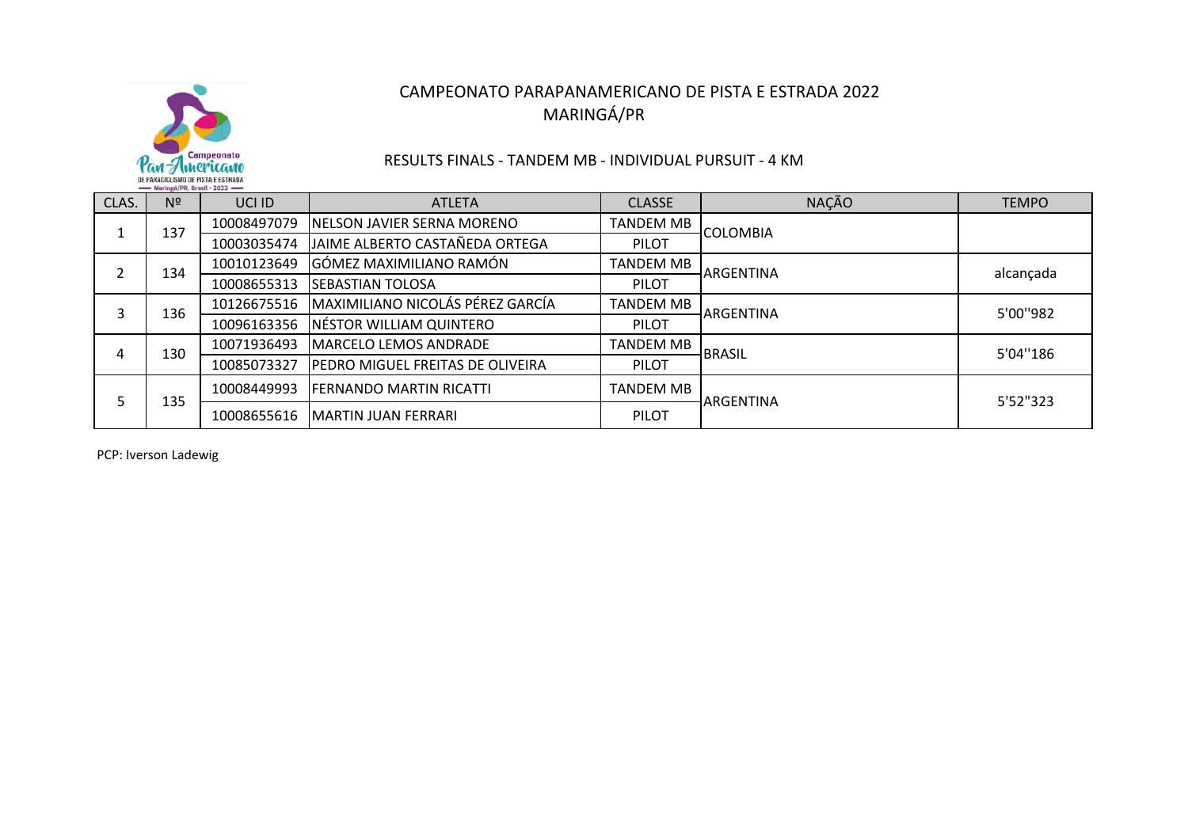# CAMPEONATO PARAPANAMERICANO DE PISTA E ESTRADA 2022
## MARINGÁ/PR

### RESULTS FINALS - TANDEM MB - INDIVIDUAL PURSUIT - 4 KM

| CLAS. | Nº | UCI ID | ATLETA | CLASSE | NAÇÃO | TEMPO |
|---|---|---|---|---|---|---|
| 1 | 137 | 10008497079 | NELSON JAVIER SERNA MORENO | TANDEM MB | COLOMBIA | |
| | | 10003035474 | JAIME ALBERTO CASTAÑEDA ORTEGA | PILOT | | |
| 2 | 134 | 10010123649 | GÓMEZ MAXIMILIANO RAMÓN | TANDEM MB | ARGENTINA | alcançada |
| | | 10008655313 | SEBASTIAN TOLOSA | PILOT | | |
| 3 | 136 | 10126675516 | MAXIMILIANO NICOLÁS PÉREZ GARCÍA | TANDEM MB | ARGENTINA | 5'00''982 |
| | | 10096163356 | NÉSTOR WILLIAM QUINTERO | PILOT | | |
| 4 | 130 | 10071936493 | MARCELO LEMOS ANDRADE | TANDEM MB | BRASIL | 5'04''186 |
| | | 10085073327 | PEDRO MIGUEL FREITAS DE OLIVEIRA | PILOT | | |
| 5 | 135 | 10008449993 | FERNANDO MARTIN RICATTI | TANDEM MB | ARGENTINA | 5'52"323 |
| | | 10008655616 | MARTIN JUAN FERRARI | PILOT | | |

PCP: Iverson Ladewig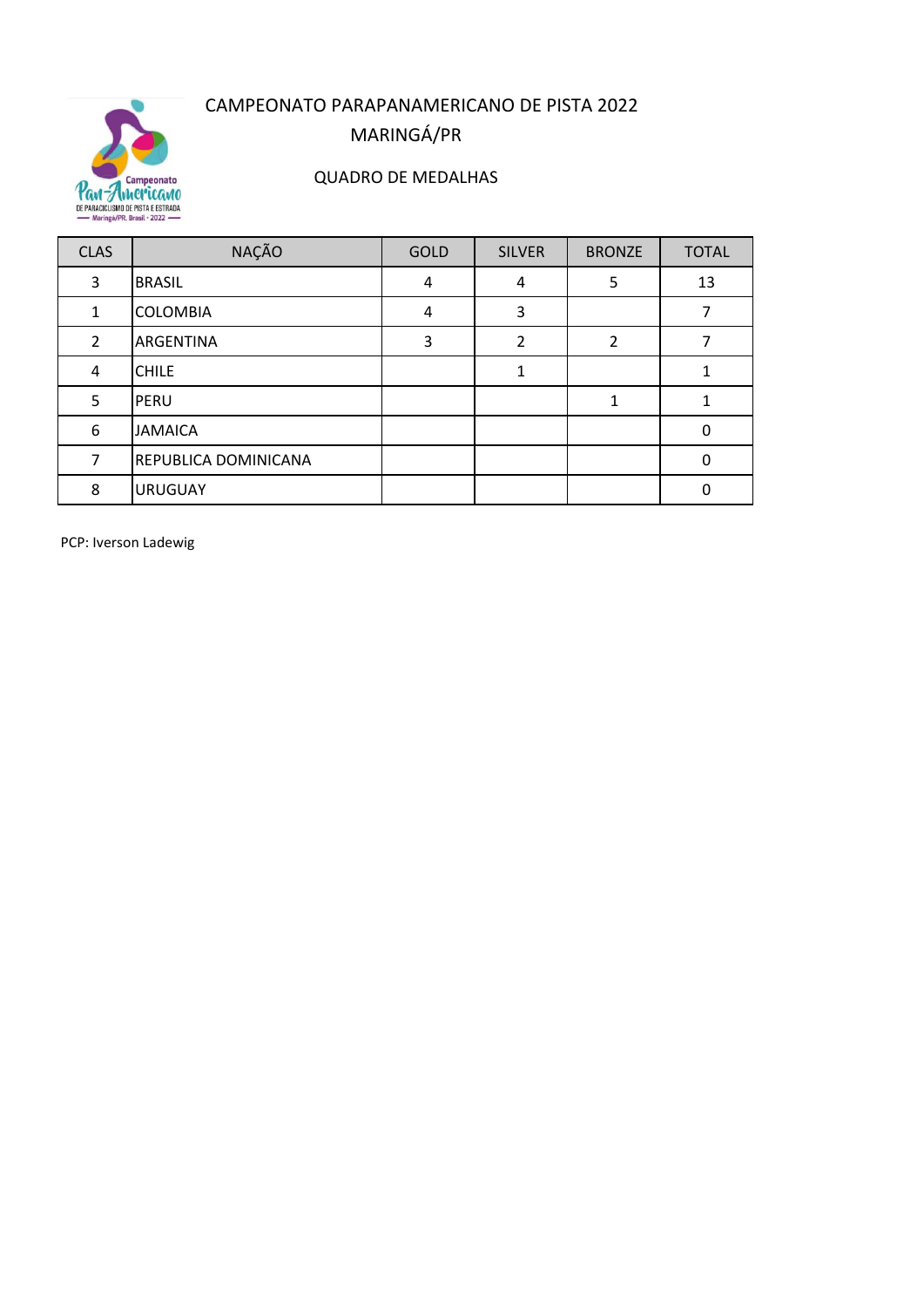# CAMPEONATO PARAPANAMERICANO DE PISTA 2022

## MARINGÁ/PR

### QUADRO DE MEDALHAS

| CLAS | NAÇÃO | GOLD | SILVER | BRONZE | TOTAL |
|---|---|---|---|---|---|
| 3 | BRASIL | 4 | 4 | 5 | 13 |
| 1 | COLOMBIA | 4 | 3 | | 7 |
| 2 | ARGENTINA | 3 | 2 | 2 | 7 |
| 4 | CHILE | | 1 | | 1 |
| 5 | PERU | | | 1 | 1 |
| 6 | JAMAICA | | | | 0 |
| 7 | REPUBLICA DOMINICANA | | | | 0 |
| 8 | URUGUAY | | | | 0 |

PCP: Iverson Ladewig